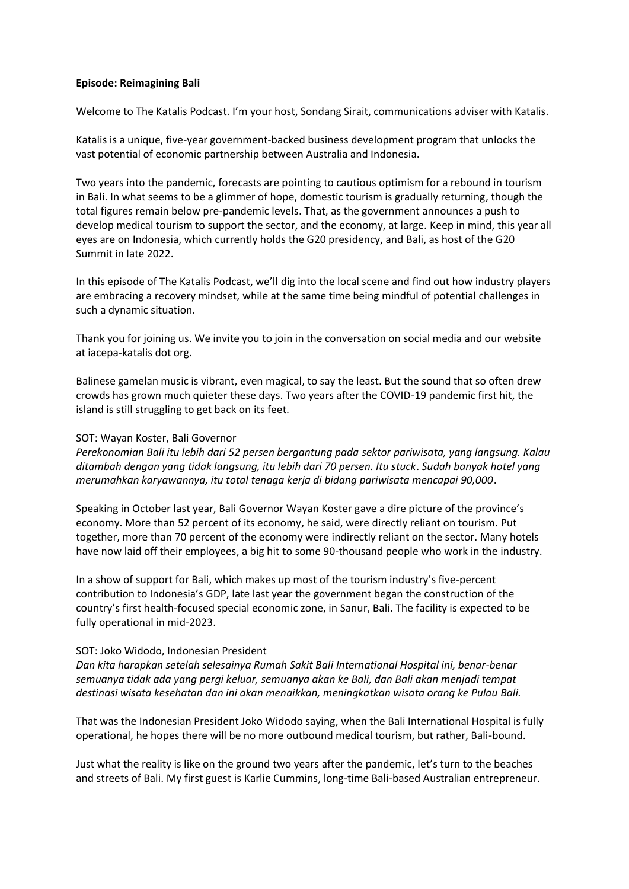**Episode: Reimagining Bali**

Welcome to The Katalis Podcast. I'm your host, Sondang Sirait, communications adviser with Katalis.

Katalis is a unique, five-year government-backed business development program that unlocks the vast potential of economic partnership between Australia and Indonesia.

Two years into the pandemic, forecasts are pointing to cautious optimism for a rebound in tourism in Bali. In what seems to be a glimmer of hope, domestic tourism is gradually returning, though the total figures remain below pre-pandemic levels. That, as the government announces a push to develop medical tourism to support the sector, and the economy, at large. Keep in mind, this year all eyes are on Indonesia, which currently holds the G20 presidency, and Bali, as host of the G20 Summit in late 2022.

In this episode of The Katalis Podcast, we'll dig into the local scene and find out how industry players are embracing a recovery mindset, while at the same time being mindful of potential challenges in such a dynamic situation.

Thank you for joining us. We invite you to join in the conversation on social media and our website at iacepa-katalis dot org.

Balinese gamelan music is vibrant, even magical, to say the least. But the sound that so often drew crowds has grown much quieter these days. Two years after the COVID-19 pandemic first hit, the island is still struggling to get back on its feet.

SOT: Wayan Koster, Bali Governor
*Perekonomian Bali itu lebih dari 52 persen bergantung pada sektor pariwisata, yang langsung. Kalau ditambah dengan yang tidak langsung, itu lebih dari 70 persen. Itu stuck. Sudah banyak hotel yang merumahkan karyawannya, itu total tenaga kerja di bidang pariwisata mencapai 90,000.*

Speaking in October last year, Bali Governor Wayan Koster gave a dire picture of the province's economy. More than 52 percent of its economy, he said, were directly reliant on tourism. Put together, more than 70 percent of the economy were indirectly reliant on the sector. Many hotels have now laid off their employees, a big hit to some 90-thousand people who work in the industry.

In a show of support for Bali, which makes up most of the tourism industry's five-percent contribution to Indonesia's GDP, late last year the government began the construction of the country's first health-focused special economic zone, in Sanur, Bali. The facility is expected to be fully operational in mid-2023.

SOT: Joko Widodo, Indonesian President
*Dan kita harapkan setelah selesainya Rumah Sakit Bali International Hospital ini, benar-benar semuanya tidak ada yang pergi keluar, semuanya akan ke Bali, dan Bali akan menjadi tempat destinasi wisata kesehatan dan ini akan menaikkan, meningkatkan wisata orang ke Pulau Bali.*

That was the Indonesian President Joko Widodo saying, when the Bali International Hospital is fully operational, he hopes there will be no more outbound medical tourism, but rather, Bali-bound.

Just what the reality is like on the ground two years after the pandemic, let's turn to the beaches and streets of Bali. My first guest is Karlie Cummins, long-time Bali-based Australian entrepreneur.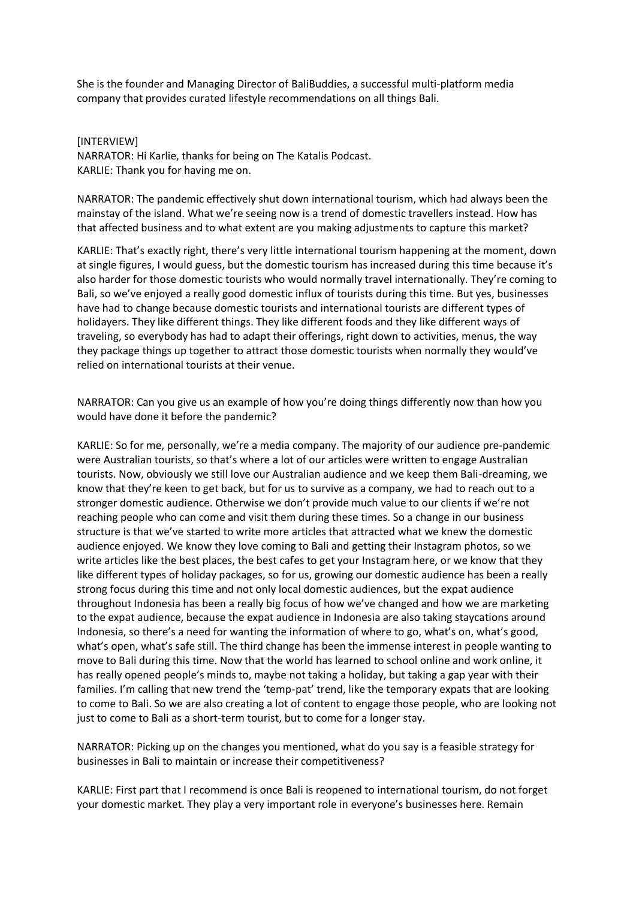She is the founder and Managing Director of BaliBuddies, a successful multi-platform media company that provides curated lifestyle recommendations on all things Bali.

[INTERVIEW]
NARRATOR: Hi Karlie, thanks for being on The Katalis Podcast.
KARLIE: Thank you for having me on.

NARRATOR: The pandemic effectively shut down international tourism, which had always been the mainstay of the island. What we're seeing now is a trend of domestic travellers instead. How has that affected business and to what extent are you making adjustments to capture this market?

KARLIE: That's exactly right, there's very little international tourism happening at the moment, down at single figures, I would guess, but the domestic tourism has increased during this time because it's also harder for those domestic tourists who would normally travel internationally. They're coming to Bali, so we've enjoyed a really good domestic influx of tourists during this time. But yes, businesses have had to change because domestic tourists and international tourists are different types of holidayers. They like different things. They like different foods and they like different ways of traveling, so everybody has had to adapt their offerings, right down to activities, menus, the way they package things up together to attract those domestic tourists when normally they would've relied on international tourists at their venue.

NARRATOR: Can you give us an example of how you're doing things differently now than how you would have done it before the pandemic?

KARLIE: So for me, personally, we're a media company. The majority of our audience pre-pandemic were Australian tourists, so that's where a lot of our articles were written to engage Australian tourists. Now, obviously we still love our Australian audience and we keep them Bali-dreaming, we know that they're keen to get back, but for us to survive as a company, we had to reach out to a stronger domestic audience. Otherwise we don't provide much value to our clients if we're not reaching people who can come and visit them during these times. So a change in our business structure is that we've started to write more articles that attracted what we knew the domestic audience enjoyed. We know they love coming to Bali and getting their Instagram photos, so we write articles like the best places, the best cafes to get your Instagram here, or we know that they like different types of holiday packages, so for us, growing our domestic audience has been a really strong focus during this time and not only local domestic audiences, but the expat audience throughout Indonesia has been a really big focus of how we've changed and how we are marketing to the expat audience, because the expat audience in Indonesia are also taking staycations around Indonesia, so there's a need for wanting the information of where to go, what's on, what's good, what's open, what's safe still. The third change has been the immense interest in people wanting to move to Bali during this time. Now that the world has learned to school online and work online, it has really opened people's minds to, maybe not taking a holiday, but taking a gap year with their families. I'm calling that new trend the 'temp-pat' trend, like the temporary expats that are looking to come to Bali. So we are also creating a lot of content to engage those people, who are looking not just to come to Bali as a short-term tourist, but to come for a longer stay.

NARRATOR: Picking up on the changes you mentioned, what do you say is a feasible strategy for businesses in Bali to maintain or increase their competitiveness?

KARLIE: First part that I recommend is once Bali is reopened to international tourism, do not forget your domestic market. They play a very important role in everyone's businesses here. Remain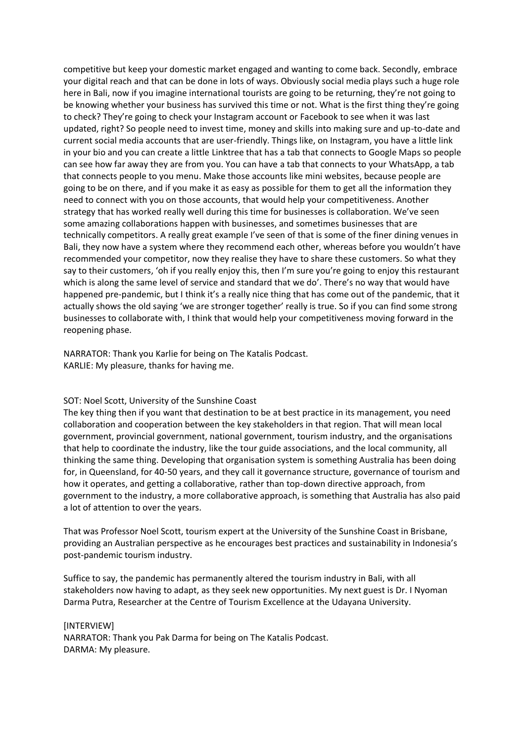competitive but keep your domestic market engaged and wanting to come back. Secondly, embrace your digital reach and that can be done in lots of ways. Obviously social media plays such a huge role here in Bali, now if you imagine international tourists are going to be returning, they're not going to be knowing whether your business has survived this time or not. What is the first thing they're going to check? They're going to check your Instagram account or Facebook to see when it was last updated, right? So people need to invest time, money and skills into making sure and up-to-date and current social media accounts that are user-friendly. Things like, on Instagram, you have a little link in your bio and you can create a little Linktree that has a tab that connects to Google Maps so people can see how far away they are from you. You can have a tab that connects to your WhatsApp, a tab that connects people to you menu. Make those accounts like mini websites, because people are going to be on there, and if you make it as easy as possible for them to get all the information they need to connect with you on those accounts, that would help your competitiveness. Another strategy that has worked really well during this time for businesses is collaboration. We've seen some amazing collaborations happen with businesses, and sometimes businesses that are technically competitors. A really great example I've seen of that is some of the finer dining venues in Bali, they now have a system where they recommend each other, whereas before you wouldn't have recommended your competitor, now they realise they have to share these customers. So what they say to their customers, 'oh if you really enjoy this, then I'm sure you're going to enjoy this restaurant which is along the same level of service and standard that we do'. There's no way that would have happened pre-pandemic, but I think it's a really nice thing that has come out of the pandemic, that it actually shows the old saying 'we are stronger together' really is true. So if you can find some strong businesses to collaborate with, I think that would help your competitiveness moving forward in the reopening phase.

NARRATOR: Thank you Karlie for being on The Katalis Podcast.
KARLIE: My pleasure, thanks for having me.

SOT: Noel Scott, University of the Sunshine Coast
The key thing then if you want that destination to be at best practice in its management, you need collaboration and cooperation between the key stakeholders in that region. That will mean local government, provincial government, national government, tourism industry, and the organisations that help to coordinate the industry, like the tour guide associations, and the local community, all thinking the same thing. Developing that organisation system is something Australia has been doing for, in Queensland, for 40-50 years, and they call it governance structure, governance of tourism and how it operates, and getting a collaborative, rather than top-down directive approach, from government to the industry, a more collaborative approach, is something that Australia has also paid a lot of attention to over the years.

That was Professor Noel Scott, tourism expert at the University of the Sunshine Coast in Brisbane, providing an Australian perspective as he encourages best practices and sustainability in Indonesia's post-pandemic tourism industry.

Suffice to say, the pandemic has permanently altered the tourism industry in Bali, with all stakeholders now having to adapt, as they seek new opportunities. My next guest is Dr. I Nyoman Darma Putra, Researcher at the Centre of Tourism Excellence at the Udayana University.

[INTERVIEW]
NARRATOR: Thank you Pak Darma for being on The Katalis Podcast.
DARMA: My pleasure.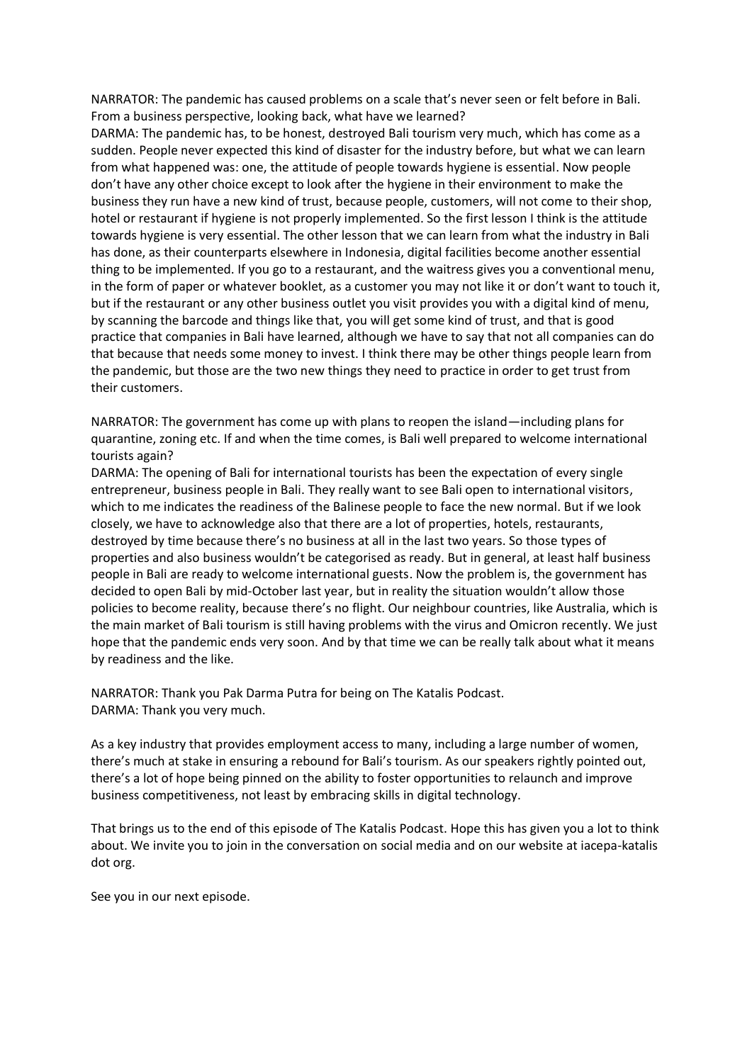NARRATOR: The pandemic has caused problems on a scale that's never seen or felt before in Bali. From a business perspective, looking back, what have we learned?

DARMA: The pandemic has, to be honest, destroyed Bali tourism very much, which has come as a sudden. People never expected this kind of disaster for the industry before, but what we can learn from what happened was: one, the attitude of people towards hygiene is essential. Now people don't have any other choice except to look after the hygiene in their environment to make the business they run have a new kind of trust, because people, customers, will not come to their shop, hotel or restaurant if hygiene is not properly implemented. So the first lesson I think is the attitude towards hygiene is very essential. The other lesson that we can learn from what the industry in Bali has done, as their counterparts elsewhere in Indonesia, digital facilities become another essential thing to be implemented. If you go to a restaurant, and the waitress gives you a conventional menu, in the form of paper or whatever booklet, as a customer you may not like it or don't want to touch it, but if the restaurant or any other business outlet you visit provides you with a digital kind of menu, by scanning the barcode and things like that, you will get some kind of trust, and that is good practice that companies in Bali have learned, although we have to say that not all companies can do that because that needs some money to invest. I think there may be other things people learn from the pandemic, but those are the two new things they need to practice in order to get trust from their customers.

NARRATOR: The government has come up with plans to reopen the island—including plans for quarantine, zoning etc. If and when the time comes, is Bali well prepared to welcome international tourists again?

DARMA: The opening of Bali for international tourists has been the expectation of every single entrepreneur, business people in Bali. They really want to see Bali open to international visitors, which to me indicates the readiness of the Balinese people to face the new normal. But if we look closely, we have to acknowledge also that there are a lot of properties, hotels, restaurants, destroyed by time because there's no business at all in the last two years. So those types of properties and also business wouldn't be categorised as ready. But in general, at least half business people in Bali are ready to welcome international guests. Now the problem is, the government has decided to open Bali by mid-October last year, but in reality the situation wouldn't allow those policies to become reality, because there's no flight. Our neighbour countries, like Australia, which is the main market of Bali tourism is still having problems with the virus and Omicron recently. We just hope that the pandemic ends very soon. And by that time we can be really talk about what it means by readiness and the like.

NARRATOR: Thank you Pak Darma Putra for being on The Katalis Podcast.

DARMA: Thank you very much.

As a key industry that provides employment access to many, including a large number of women, there's much at stake in ensuring a rebound for Bali's tourism. As our speakers rightly pointed out, there's a lot of hope being pinned on the ability to foster opportunities to relaunch and improve business competitiveness, not least by embracing skills in digital technology.

That brings us to the end of this episode of The Katalis Podcast. Hope this has given you a lot to think about. We invite you to join in the conversation on social media and on our website at iacepa-katalis dot org.

See you in our next episode.